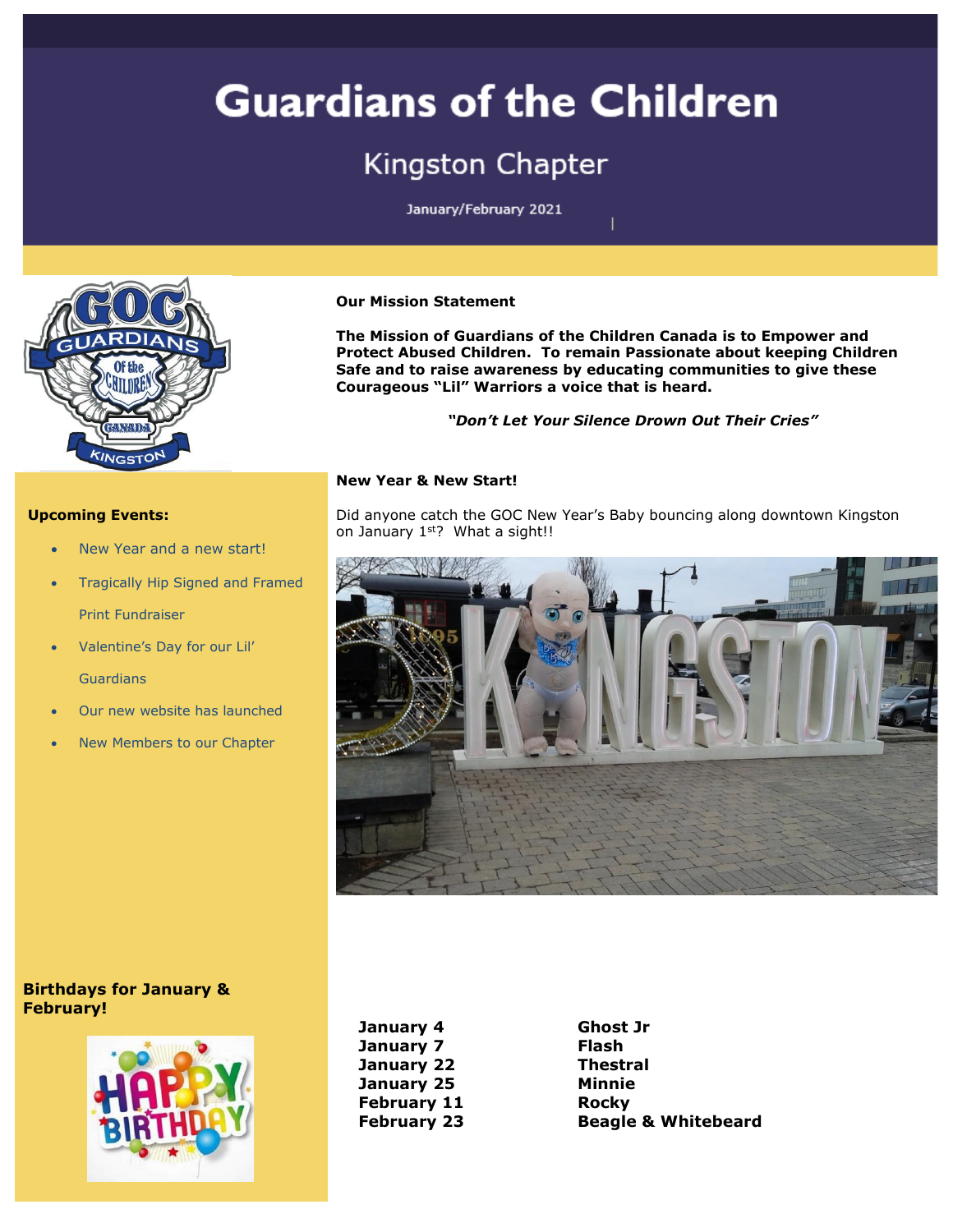# Guardians of the Children

## Kingston Chapter

January/February 2021

**Our Mission Statement**

**The Mission of Guardians of the Children Canada is to Empower and Protect Abused Children. To remain Passionate about keeping Children Safe and to raise awareness by educating communities to give these Courageous "Lil" Warriors a voice that is heard.**

***"Don't Let Your Silence Drown Out Their Cries"***

**Upcoming Events:**

- New Year and a new start!
- Tragically Hip Signed and Framed Print Fundraiser
- Valentine's Day for our Lil' Guardians
- Our new website has launched
- New Members to our Chapter

**New Year & New Start!**

Did anyone catch the GOC New Year's Baby bouncing along downtown Kingston on January 1st? What a sight!!

**Birthdays for January & February!**

| | |
|---|---|
| **January 4** | **Ghost Jr** |
| **January 7** | **Flash** |
| **January 22** | **Thestral** |
| **January 25** | **Minnie** |
| **February 11** | **Rocky** |
| **February 23** | **Beagle & Whitebeard** |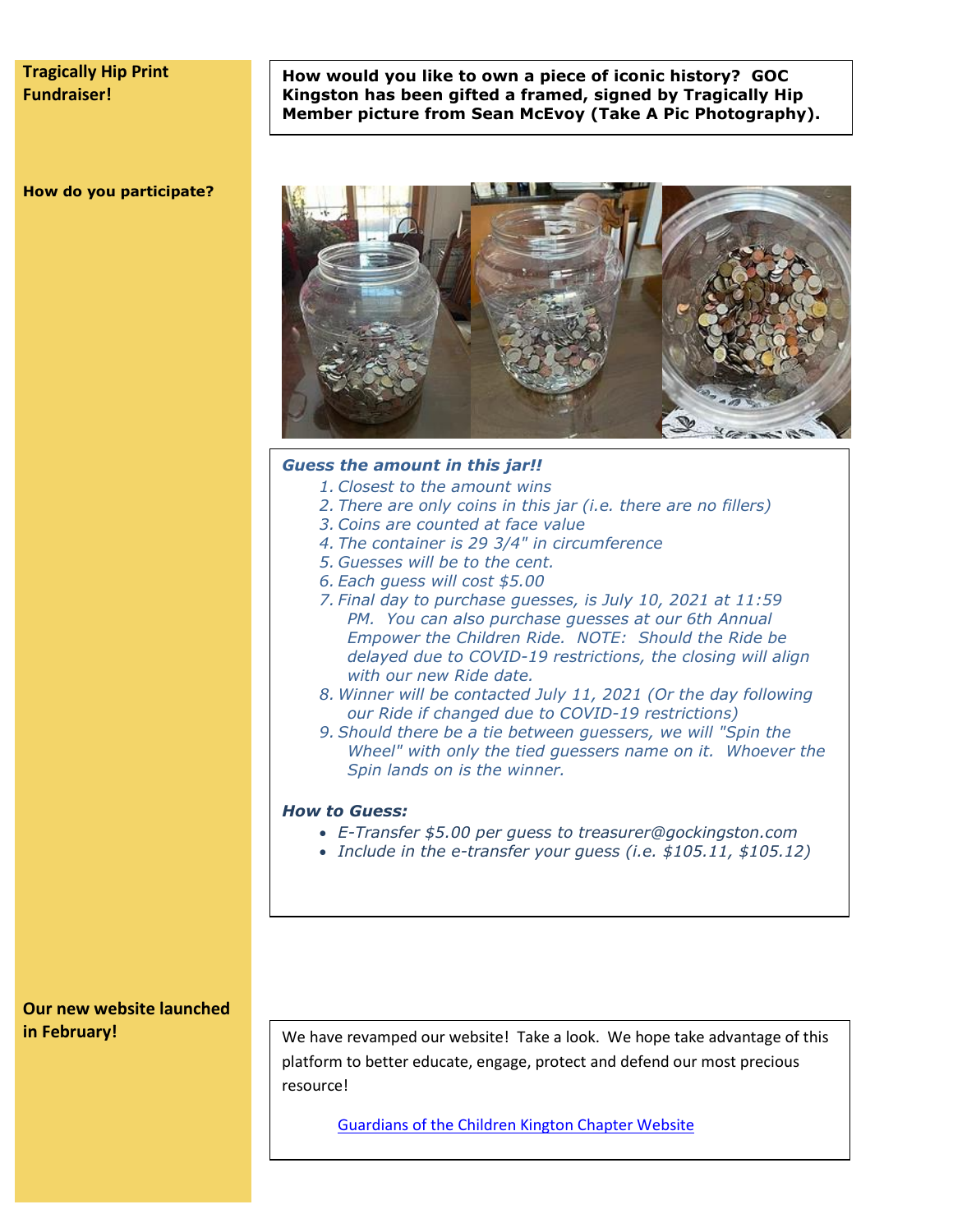**Tragically Hip Print Fundraiser!**

**How would you like to own a piece of iconic history? GOC Kingston has been gifted a framed, signed by Tragically Hip Member picture from Sean McEvoy (Take A Pic Photography).**

**How do you participate?**

***Guess the amount in this jar!!***

1. *Closest to the amount wins*
2. *There are only coins in this jar (i.e. there are no fillers)*
3. *Coins are counted at face value*
4. *The container is 29 3/4" in circumference*
5. *Guesses will be to the cent.*
6. *Each guess will cost $5.00*
7. *Final day to purchase guesses, is July 10, 2021 at 11:59 PM. You can also purchase guesses at our 6th Annual Empower the Children Ride. NOTE: Should the Ride be delayed due to COVID-19 restrictions, the closing will align with our new Ride date.*
8. *Winner will be contacted July 11, 2021 (Or the day following our Ride if changed due to COVID-19 restrictions)*
9. *Should there be a tie between guessers, we will "Spin the Wheel" with only the tied guessers name on it. Whoever the Spin lands on is the winner.*

***How to Guess:***

- *E-Transfer $5.00 per guess to treasurer@gockingston.com*
- *Include in the e-transfer your guess (i.e. $105.11, $105.12)*

**Our new website launched in February!**

We have revamped our website! Take a look. We hope take advantage of this platform to better educate, engage, protect and defend our most precious resource!

Guardians of the Children Kington Chapter Website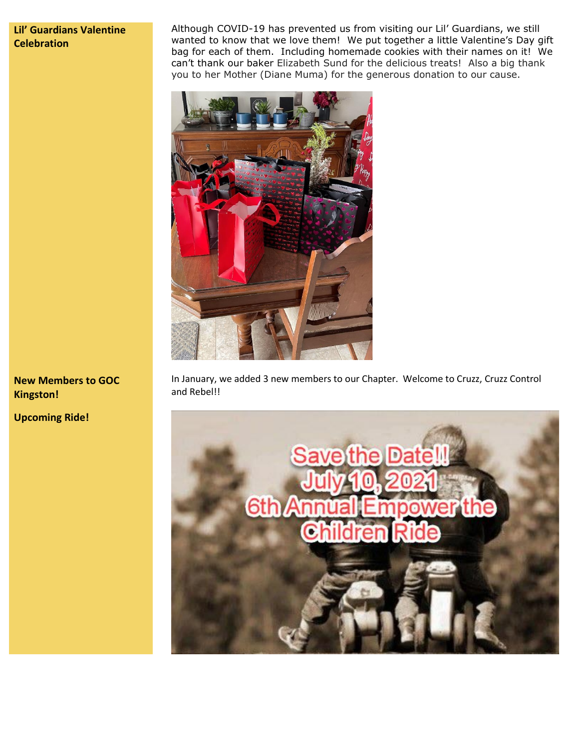**Lil' Guardians Valentine Celebration**

Although COVID-19 has prevented us from visiting our Lil' Guardians, we still wanted to know that we love them! We put together a little Valentine's Day gift bag for each of them. Including homemade cookies with their names on it! We can't thank our baker Elizabeth Sund for the delicious treats! Also a big thank you to her Mother (Diane Muma) for the generous donation to our cause.

**New Members to GOC Kingston!**

In January, we added 3 new members to our Chapter. Welcome to Cruzz, Cruzz Control and Rebel!!

**Upcoming Ride!**

Save the Date!! July 10, 2021 6th Annual Empower the Children Ride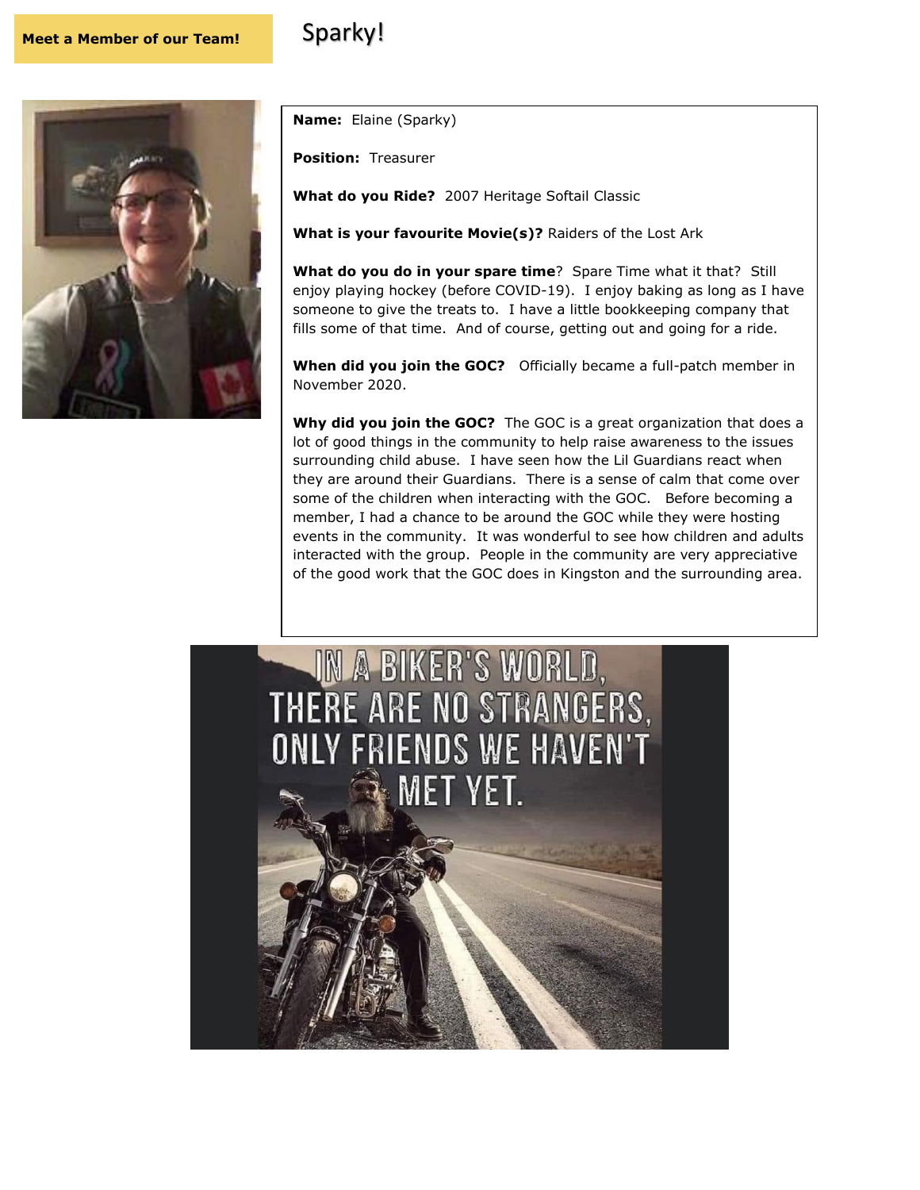**Meet a Member of our Team!**

# Sparky!

**Name:** Elaine (Sparky)

**Position:** Treasurer

**What do you Ride?** 2007 Heritage Softail Classic

**What is your favourite Movie(s)?** Raiders of the Lost Ark

**What do you do in your spare time**? Spare Time what it that? Still enjoy playing hockey (before COVID-19). I enjoy baking as long as I have someone to give the treats to. I have a little bookkeeping company that fills some of that time. And of course, getting out and going for a ride.

**When did you join the GOC?** Officially became a full-patch member in November 2020.

**Why did you join the GOC?** The GOC is a great organization that does a lot of good things in the community to help raise awareness to the issues surrounding child abuse. I have seen how the Lil Guardians react when they are around their Guardians. There is a sense of calm that come over some of the children when interacting with the GOC. Before becoming a member, I had a chance to be around the GOC while they were hosting events in the community. It was wonderful to see how children and adults interacted with the group. People in the community are very appreciative of the good work that the GOC does in Kingston and the surrounding area.

IN A BIKER'S WORLD, THERE ARE NO STRANGERS, ONLY FRIENDS WE HAVEN'T MET YET.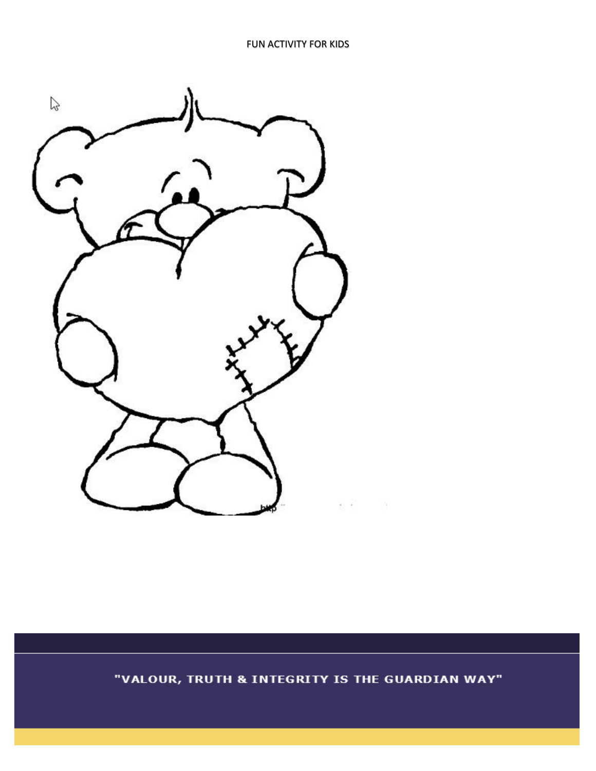FUN ACTIVITY FOR KIDS

"VALOUR, TRUTH & INTEGRITY IS THE GUARDIAN WAY"